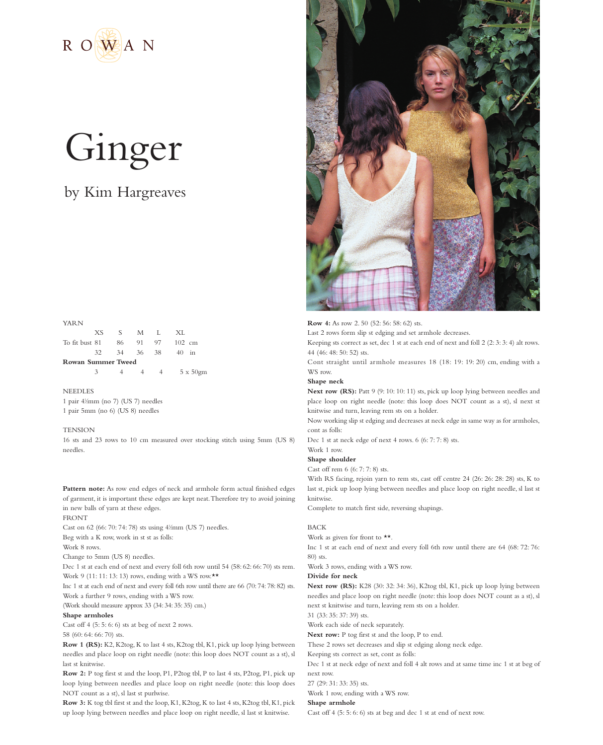ROWAN

# Ginger

## by Kim Hargreaves

YARN

| | XS | S | M | L | XL | |
|---|---|---|---|---|---|---|
| To fit bust | 81 | 86 | 91 | 97 | 102 | cm |
| | 32 | 34 | 36 | 38 | 40 | in |
| **Rowan Summer Tweed** | | | | | | |
| | 3 | 4 | 4 | 4 | 5 | x 50gm |

NEEDLES

1 pair 4½mm (no 7) (US 7) needles
1 pair 5mm (no 6) (US 8) needles

TENSION

16 sts and 23 rows to 10 cm measured over stocking stitch using 5mm (US 8) needles.

**Pattern note:** As row end edges of neck and armhole form actual finished edges of garment, it is important these edges are kept neat. Therefore try to avoid joining in new balls of yarn at these edges.

FRONT

Cast on 62 (66: 70: 74: 78) sts using 4½mm (US 7) needles.
Beg with a K row, work in st st as folls:
Work 8 rows.
Change to 5mm (US 8) needles.
Dec 1 st at each end of next and every foll 6th row until 54 (58: 62: 66: 70) sts rem.
Work 9 (11: 11: 13: 13) rows, ending with a WS row.**
Inc 1 st at each end of next and every foll 6th row until there are 66 (70: 74: 78: 82) sts.
Work a further 9 rows, ending with a WS row.
(Work should measure approx 33 (34: 34: 35: 35) cm.)

**Shape armholes**

Cast off 4 (5: 5: 6: 6) sts at beg of next 2 rows.
58 (60: 64: 66: 70) sts.

**Row 1 (RS):** K2, K2tog, K to last 4 sts, K2tog tbl, K1, pick up loop lying between needles and place loop on right needle (note: this loop does NOT count as a st), sl last st knitwise.

**Row 2:** P tog first st and the loop, P1, P2tog tbl, P to last 4 sts, P2tog, P1, pick up loop lying between needles and place loop on right needle (note: this loop does NOT count as a st), sl last st purlwise.

**Row 3:** K tog tbl first st and the loop, K1, K2tog, K to last 4 sts, K2tog tbl, K1, pick up loop lying between needles and place loop on right needle, sl last st knitwise.

**Row 4:** As row 2. 50 (52: 56: 58: 62) sts.
Last 2 rows form slip st edging and set armhole decreases.
Keeping sts correct as set, dec 1 st at each end of next and foll 2 (2: 3: 3: 4) alt rows.
44 (46: 48: 50: 52) sts.
Cont straight until armhole measures 18 (18: 19: 19: 20) cm, ending with a WS row.

**Shape neck**

**Next row (RS):** Patt 9 (9: 10: 10: 11) sts, pick up loop lying between needles and place loop on right needle (note: this loop does NOT count as a st), sl next st knitwise and turn, leaving rem sts on a holder.
Now working slip st edging and decreases at neck edge in same way as for armholes, cont as folls:
Dec 1 st at neck edge of next 4 rows. 6 (6: 7: 7: 8) sts.
Work 1 row.

**Shape shoulder**

Cast off rem 6 (6: 7: 7: 8) sts.
With RS facing, rejoin yarn to rem sts, cast off centre 24 (26: 26: 28: 28) sts, K to last st, pick up loop lying between needles and place loop on right needle, sl last st knitwise.
Complete to match first side, reversing shapings.

BACK

Work as given for front to **.
Inc 1 st at each end of next and every foll 6th row until there are 64 (68: 72: 76: 80) sts.
Work 3 rows, ending with a WS row.

**Divide for neck**

**Next row (RS):** K28 (30: 32: 34: 36), K2tog tbl, K1, pick up loop lying between needles and place loop on right needle (note: this loop does NOT count as a st), sl next st knitwise and turn, leaving rem sts on a holder.
31 (33: 35: 37: 39) sts.
Work each side of neck separately.
**Next row:** P tog first st and the loop, P to end.
These 2 rows set decreases and slip st edging along neck edge.
Keeping sts correct as set, cont as folls:
Dec 1 st at neck edge of next and foll 4 alt rows and at same time inc 1 st at beg of next row.
27 (29: 31: 33: 35) sts.
Work 1 row, ending with a WS row.

**Shape armhole**

Cast off 4 (5: 5: 6: 6) sts at beg and dec 1 st at end of next row.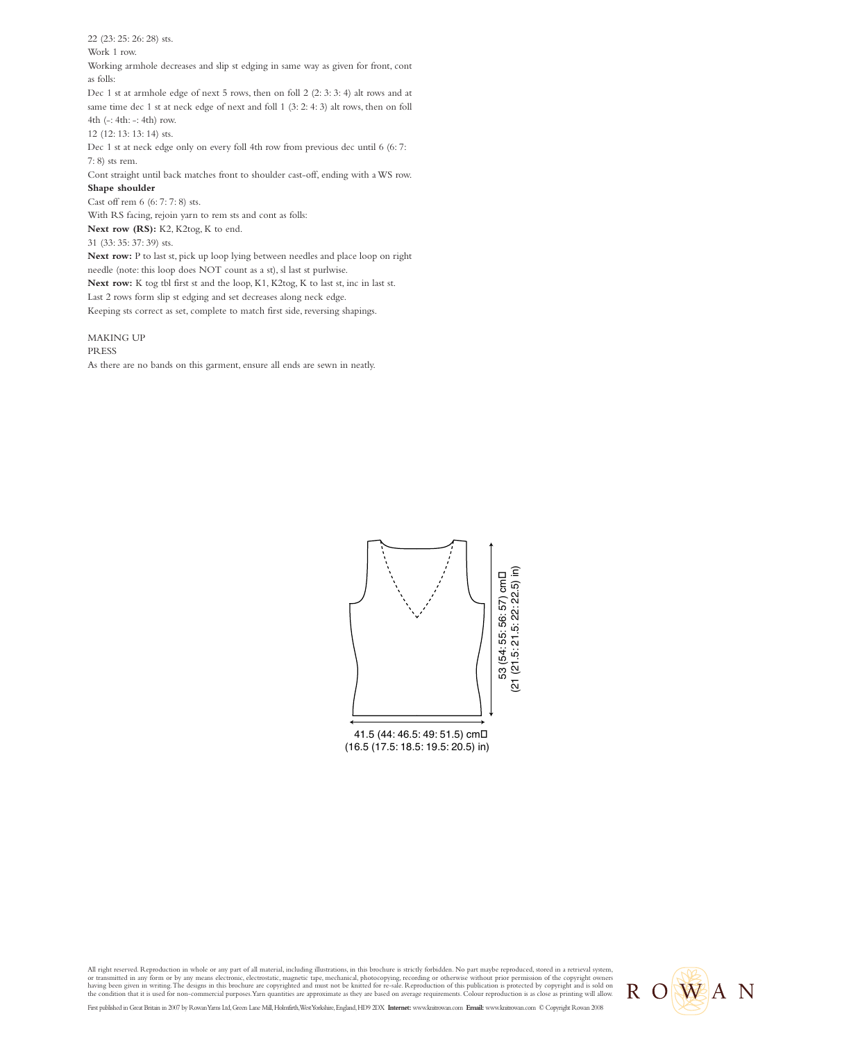22 (23: 25: 26: 28) sts.

Work 1 row.

Working armhole decreases and slip st edging in same way as given for front, cont as folls:

Dec 1 st at armhole edge of next 5 rows, then on foll 2 (2: 3: 3: 4) alt rows and at same time dec 1 st at neck edge of next and foll 1 (3: 2: 4: 3) alt rows, then on foll 4th (-: 4th: -: 4th) row.

12 (12: 13: 13: 14) sts.

Dec 1 st at neck edge only on every foll 4th row from previous dec until 6 (6: 7: 7: 8) sts rem.

Cont straight until back matches front to shoulder cast-off, ending with a WS row.

**Shape shoulder**

Cast off rem 6 (6: 7: 7: 8) sts.

With RS facing, rejoin yarn to rem sts and cont as follows:

**Next row (RS):** K2, K2tog, K to end.

31 (33: 35: 37: 39) sts.

**Next row:** P to last st, pick up loop lying between needles and place loop on right needle (note: this loop does NOT count as a st), sl last st purlwise.

**Next row:** K tog tbl first st and the loop, K1, K2tog, K to last st, inc in last st.

Last 2 rows form slip st edging and set decreases along neck edge.

Keeping sts correct as set, complete to match first side, reversing shapings.

MAKING UP

PRESS

As there are no bands on this garment, ensure all ends are sewn in neatly.

53 (54: 55: 56: 57) cm
(21 (21.5: 21.5: 22: 22.5) in)

41.5 (44: 46.5: 49: 51.5) cm
(16.5 (17.5: 18.5: 19.5: 20.5) in)

All right reserved. Reproduction in whole or any part of all material, including illustrations, in this brochure is strictly forbidden. No part maybe reproduced, stored in a retrieval system, or transmitted in any form or by any means electronic, electrostatic, magnetic tape, mechanical, photocopying, recording or otherwise without prior permission of the copyright owners having been given in writing. The designs in this brochure are copyrighted and must not be knitted for re-sale. Reproduction of this publication is protected by copyright and is sold on the condition that it is used for non-commercial purposes. Yarn quantities are approximate as they are based on average requirements. Colour reproduction is as close as printing will allow.

First published in Great Britain in 2007 by Rowan Yarns Ltd, Green Lane Mill, Holmfirth, West Yorkshire, England, HD9 2DX **Internet:** www.knitrowan.com **Email:** www.knitrowan.com © Copyright Rowan 2008

ROWAN